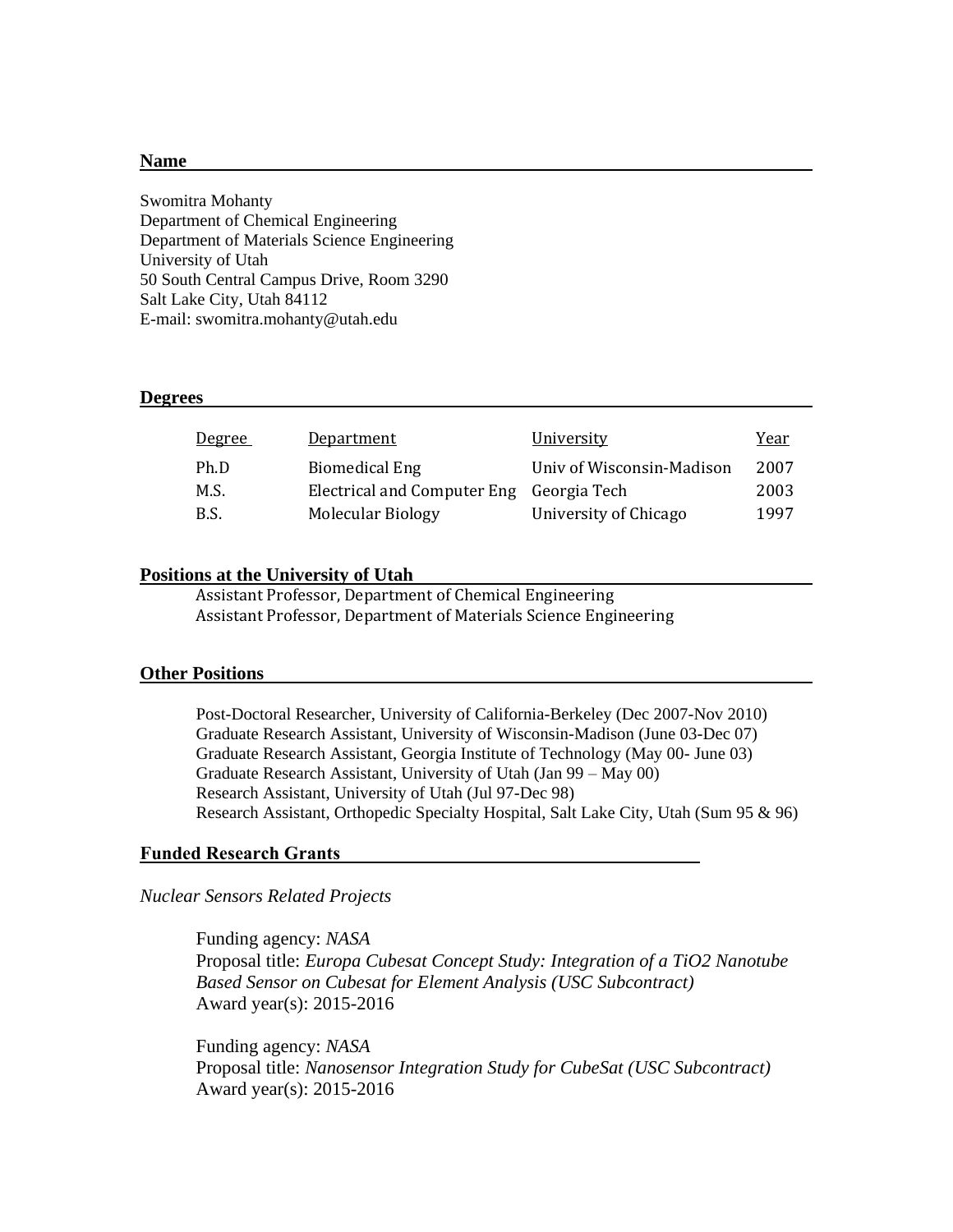## Name

Swomitra Mohanty
Department of Chemical Engineering
Department of Materials Science Engineering
University of Utah
50 South Central Campus Drive, Room 3290
Salt Lake City, Utah 84112
E-mail: swomitra.mohanty@utah.edu

## Degrees

| Degree | Department | University | Year |
|---|---|---|---|
| Ph.D | Biomedical Eng | Univ of Wisconsin-Madison | 2007 |
| M.S. | Electrical and Computer Eng | Georgia Tech | 2003 |
| B.S. | Molecular Biology | University of Chicago | 1997 |

## Positions at the University of Utah

Assistant Professor, Department of Chemical Engineering
Assistant Professor, Department of Materials Science Engineering

## Other Positions

Post-Doctoral Researcher, University of California-Berkeley (Dec 2007-Nov 2010)
Graduate Research Assistant, University of Wisconsin-Madison (June 03-Dec 07)
Graduate Research Assistant, Georgia Institute of Technology (May 00- June 03)
Graduate Research Assistant, University of Utah (Jan 99 – May 00)
Research Assistant, University of Utah (Jul 97-Dec 98)
Research Assistant, Orthopedic Specialty Hospital, Salt Lake City, Utah (Sum 95 & 96)

## Funded Research Grants

*Nuclear Sensors Related Projects*

Funding agency: *NASA*
Proposal title: *Europa Cubesat Concept Study: Integration of a $TiO_2$ Nanotube Based Sensor on Cubesat for Element Analysis (USC Subcontract)*
Award year(s): 2015-2016

Funding agency: *NASA*
Proposal title: *Nanosensor Integration Study for CubeSat (USC Subcontract)*
Award year(s): 2015-2016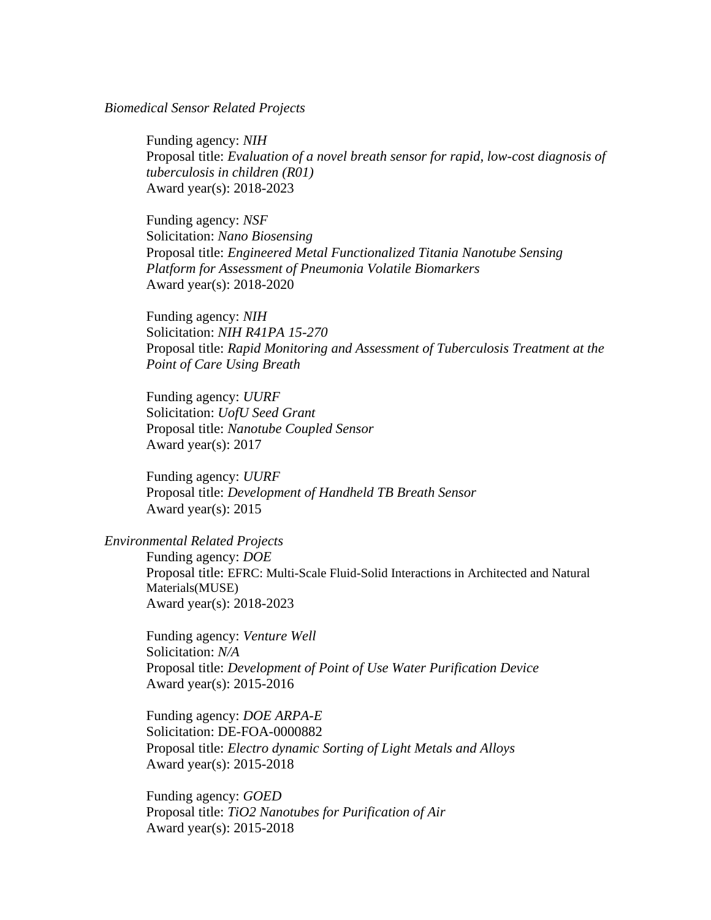*Biomedical Sensor Related Projects*

Funding agency: *NIH*
Proposal title: *Evaluation of a novel breath sensor for rapid, low-cost diagnosis of tuberculosis in children (R01)*
Award year(s): 2018-2023

Funding agency: *NSF*
Solicitation: *Nano Biosensing*
Proposal title: *Engineered Metal Functionalized Titania Nanotube Sensing Platform for Assessment of Pneumonia Volatile Biomarkers*
Award year(s): 2018-2020

Funding agency: *NIH*
Solicitation: *NIH R41PA 15-270*
Proposal title: *Rapid Monitoring and Assessment of Tuberculosis Treatment at the Point of Care Using Breath*

Funding agency: *UURF*
Solicitation: *UofU Seed Grant*
Proposal title: *Nanotube Coupled Sensor*
Award year(s): 2017

Funding agency: *UURF*
Proposal title: *Development of Handheld TB Breath Sensor*
Award year(s): 2015

*Environmental Related Projects*

Funding agency: *DOE*
Proposal title: EFRC: Multi-Scale Fluid-Solid Interactions in Architected and Natural Materials(MUSE)
Award year(s): 2018-2023

Funding agency: *Venture Well*
Solicitation: *N/A*
Proposal title: *Development of Point of Use Water Purification Device*
Award year(s): 2015-2016

Funding agency: *DOE ARPA-E*
Solicitation: DE-FOA-0000882
Proposal title: *Electro dynamic Sorting of Light Metals and Alloys*
Award year(s): 2015-2018

Funding agency: *GOED*
Proposal title: *$TiO_2$ Nanotubes for Purification of Air*
Award year(s): 2015-2018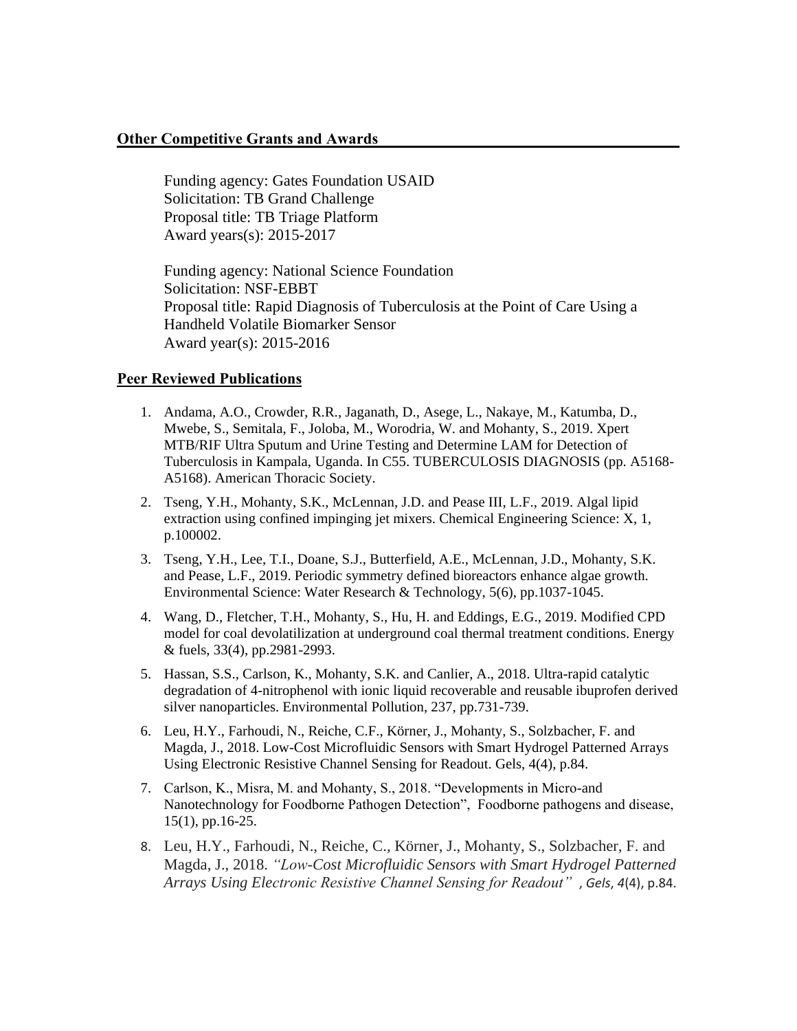**Other Competitive Grants and Awards**

Funding agency: Gates Foundation USAID
Solicitation: TB Grand Challenge
Proposal title: TB Triage Platform
Award years(s): 2015-2017

Funding agency: National Science Foundation
Solicitation: NSF-EBBT
Proposal title: Rapid Diagnosis of Tuberculosis at the Point of Care Using a Handheld Volatile Biomarker Sensor
Award year(s): 2015-2016

**Peer Reviewed Publications**

1. Andama, A.O., Crowder, R.R., Jaganath, D., Asege, L., Nakaye, M., Katumba, D., Mwebe, S., Semitala, F., Joloba, M., Worodria, W. and Mohanty, S., 2019. Xpert MTB/RIF Ultra Sputum and Urine Testing and Determine LAM for Detection of Tuberculosis in Kampala, Uganda. In C55. TUBERCULOSIS DIAGNOSIS (pp. A5168-A5168). American Thoracic Society.
2. Tseng, Y.H., Mohanty, S.K., McLennan, J.D. and Pease III, L.F., 2019. Algal lipid extraction using confined impinging jet mixers. Chemical Engineering Science: X, 1, p.100002.
3. Tseng, Y.H., Lee, T.I., Doane, S.J., Butterfield, A.E., McLennan, J.D., Mohanty, S.K. and Pease, L.F., 2019. Periodic symmetry defined bioreactors enhance algae growth. Environmental Science: Water Research & Technology, 5(6), pp.1037-1045.
4. Wang, D., Fletcher, T.H., Mohanty, S., Hu, H. and Eddings, E.G., 2019. Modified CPD model for coal devolatilization at underground coal thermal treatment conditions. Energy & fuels, 33(4), pp.2981-2993.
5. Hassan, S.S., Carlson, K., Mohanty, S.K. and Canlier, A., 2018. Ultra-rapid catalytic degradation of 4-nitrophenol with ionic liquid recoverable and reusable ibuprofen derived silver nanoparticles. Environmental Pollution, 237, pp.731-739.
6. Leu, H.Y., Farhoudi, N., Reiche, C.F., Körner, J., Mohanty, S., Solzbacher, F. and Magda, J., 2018. Low-Cost Microfluidic Sensors with Smart Hydrogel Patterned Arrays Using Electronic Resistive Channel Sensing for Readout. Gels, 4(4), p.84.
7. Carlson, K., Misra, M. and Mohanty, S., 2018. "Developments in Micro-and Nanotechnology for Foodborne Pathogen Detection", Foodborne pathogens and disease, 15(1), pp.16-25.
8. Leu, H.Y., Farhoudi, N., Reiche, C., Körner, J., Mohanty, S., Solzbacher, F. and Magda, J., 2018. *"Low-Cost Microfluidic Sensors with Smart Hydrogel Patterned Arrays Using Electronic Resistive Channel Sensing for Readout"* , *Gels*, *4*(4), p.84.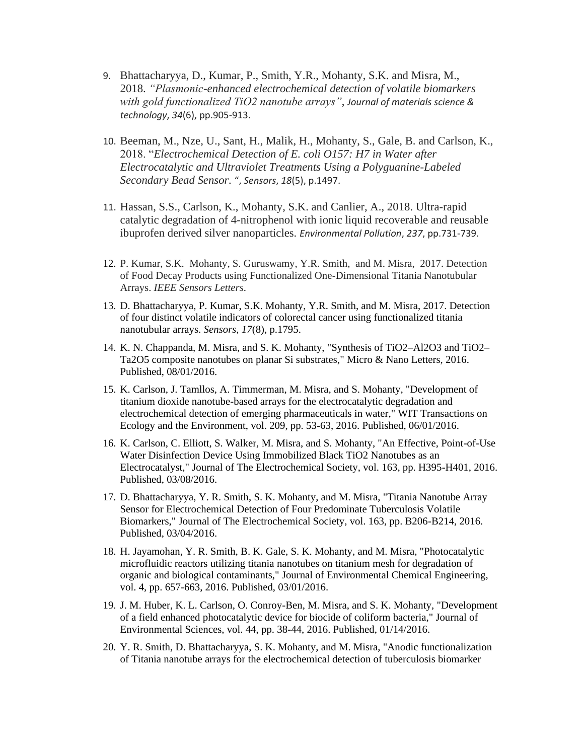9. Bhattacharyya, D., Kumar, P., Smith, Y.R., Mohanty, S.K. and Misra, M., 2018. *"Plasmonic-enhanced electrochemical detection of volatile biomarkers with gold functionalized TiO2 nanotube arrays"*, *Journal of materials science & technology*, *34*(6), pp.905-913.

10. Beeman, M., Nze, U., Sant, H., Malik, H., Mohanty, S., Gale, B. and Carlson, K., 2018. "*Electrochemical Detection of E. coli O157: H7 in Water after Electrocatalytic and Ultraviolet Treatments Using a Polyguanine-Labeled Secondary Bead Sensor.* ", *Sensors*, *18*(5), p.1497.

11. Hassan, S.S., Carlson, K., Mohanty, S.K. and Canlier, A., 2018. Ultra-rapid catalytic degradation of 4-nitrophenol with ionic liquid recoverable and reusable ibuprofen derived silver nanoparticles. *Environmental Pollution*, *237*, pp.731-739.

12. P. Kumar, S.K. Mohanty, S. Guruswamy, Y.R. Smith, and M. Misra, 2017. Detection of Food Decay Products using Functionalized One-Dimensional Titania Nanotubular Arrays. *IEEE Sensors Letters*.

13. D. Bhattacharyya, P. Kumar, S.K. Mohanty, Y.R. Smith, and M. Misra, 2017. Detection of four distinct volatile indicators of colorectal cancer using functionalized titania nanotubular arrays. *Sensors*, *17*(8), p.1795.

14. K. N. Chappanda, M. Misra, and S. K. Mohanty, "Synthesis of $TiO_2$–$Al_2O_3$ and $TiO_2$–$Ta_2O_5$ composite nanotubes on planar Si substrates," Micro & Nano Letters, 2016. Published, 08/01/2016.

15. K. Carlson, J. Tamllos, A. Timmerman, M. Misra, and S. Mohanty, "Development of titanium dioxide nanotube-based arrays for the electrocatalytic degradation and electrochemical detection of emerging pharmaceuticals in water," WIT Transactions on Ecology and the Environment, vol. 209, pp. 53-63, 2016. Published, 06/01/2016.

16. K. Carlson, C. Elliott, S. Walker, M. Misra, and S. Mohanty, "An Effective, Point-of-Use Water Disinfection Device Using Immobilized Black $TiO_2$ Nanotubes as an Electrocatalyst," Journal of The Electrochemical Society, vol. 163, pp. H395-H401, 2016. Published, 03/08/2016.

17. D. Bhattacharyya, Y. R. Smith, S. K. Mohanty, and M. Misra, "Titania Nanotube Array Sensor for Electrochemical Detection of Four Predominate Tuberculosis Volatile Biomarkers," Journal of The Electrochemical Society, vol. 163, pp. B206-B214, 2016. Published, 03/04/2016.

18. H. Jayamohan, Y. R. Smith, B. K. Gale, S. K. Mohanty, and M. Misra, "Photocatalytic microfluidic reactors utilizing titania nanotubes on titanium mesh for degradation of organic and biological contaminants," Journal of Environmental Chemical Engineering, vol. 4, pp. 657-663, 2016. Published, 03/01/2016.

19. J. M. Huber, K. L. Carlson, O. Conroy-Ben, M. Misra, and S. K. Mohanty, "Development of a field enhanced photocatalytic device for biocide of coliform bacteria," Journal of Environmental Sciences, vol. 44, pp. 38-44, 2016. Published, 01/14/2016.

20. Y. R. Smith, D. Bhattacharyya, S. K. Mohanty, and M. Misra, "Anodic functionalization of Titania nanotube arrays for the electrochemical detection of tuberculosis biomarker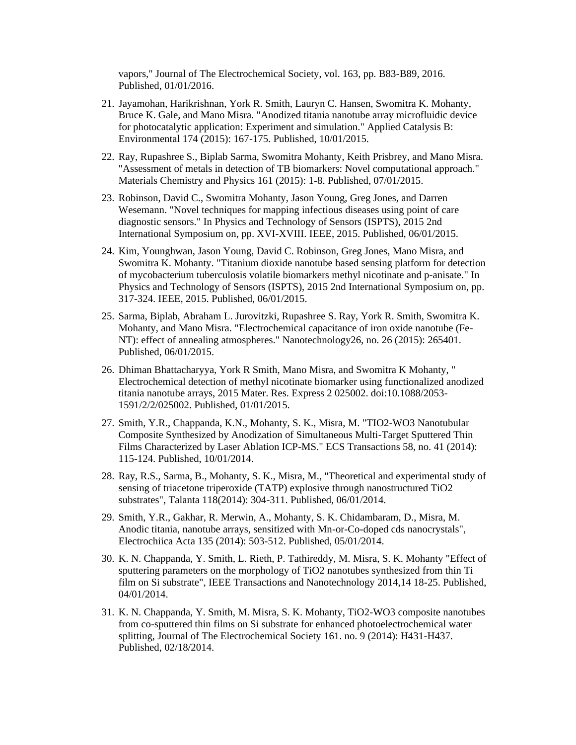vapors," Journal of The Electrochemical Society, vol. 163, pp. B83-B89, 2016. Published, 01/01/2016.

21. Jayamohan, Harikrishnan, York R. Smith, Lauryn C. Hansen, Swomitra K. Mohanty, Bruce K. Gale, and Mano Misra. "Anodized titania nanotube array microfluidic device for photocatalytic application: Experiment and simulation." Applied Catalysis B: Environmental 174 (2015): 167-175. Published, 10/01/2015.

22. Ray, Rupashree S., Biplab Sarma, Swomitra Mohanty, Keith Prisbrey, and Mano Misra. "Assessment of metals in detection of TB biomarkers: Novel computational approach." Materials Chemistry and Physics 161 (2015): 1-8. Published, 07/01/2015.

23. Robinson, David C., Swomitra Mohanty, Jason Young, Greg Jones, and Darren Wesemann. "Novel techniques for mapping infectious diseases using point of care diagnostic sensors." In Physics and Technology of Sensors (ISPTS), 2015 2nd International Symposium on, pp. XVI-XVIII. IEEE, 2015. Published, 06/01/2015.

24. Kim, Younghwan, Jason Young, David C. Robinson, Greg Jones, Mano Misra, and Swomitra K. Mohanty. "Titanium dioxide nanotube based sensing platform for detection of mycobacterium tuberculosis volatile biomarkers methyl nicotinate and p-anisate." In Physics and Technology of Sensors (ISPTS), 2015 2nd International Symposium on, pp. 317-324. IEEE, 2015. Published, 06/01/2015.

25. Sarma, Biplab, Abraham L. Jurovitzki, Rupashree S. Ray, York R. Smith, Swomitra K. Mohanty, and Mano Misra. "Electrochemical capacitance of iron oxide nanotube (Fe-NT): effect of annealing atmospheres." Nanotechnology26, no. 26 (2015): 265401. Published, 06/01/2015.

26. Dhiman Bhattacharyya, York R Smith, Mano Misra, and Swomitra K Mohanty, " Electrochemical detection of methyl nicotinate biomarker using functionalized anodized titania nanotube arrays, 2015 Mater. Res. Express 2 025002. doi:10.1088/2053-1591/2/2/025002. Published, 01/01/2015.

27. Smith, Y.R., Chappanda, K.N., Mohanty, S. K., Misra, M. "TIO2-WO3 Nanotubular Composite Synthesized by Anodization of Simultaneous Multi-Target Sputtered Thin Films Characterized by Laser Ablation ICP-MS." ECS Transactions 58, no. 41 (2014): 115-124. Published, 10/01/2014.

28. Ray, R.S., Sarma, B., Mohanty, S. K., Misra, M., "Theoretical and experimental study of sensing of triacetone triperoxide (TATP) explosive through nanostructured TiO2 substrates", Talanta 118(2014): 304-311. Published, 06/01/2014.

29. Smith, Y.R., Gakhar, R. Merwin, A., Mohanty, S. K. Chidambaram, D., Misra, M. Anodic titania, nanotube arrays, sensitized with Mn-or-Co-doped cds nanocrystals", Electrochiica Acta 135 (2014): 503-512. Published, 05/01/2014.

30. K. N. Chappanda, Y. Smith, L. Rieth, P. Tathireddy, M. Misra, S. K. Mohanty "Effect of sputtering parameters on the morphology of TiO2 nanotubes synthesized from thin Ti film on Si substrate", IEEE Transactions and Nanotechnology 2014,14 18-25. Published, 04/01/2014.

31. K. N. Chappanda, Y. Smith, M. Misra, S. K. Mohanty, TiO2-WO3 composite nanotubes from co-sputtered thin films on Si substrate for enhanced photoelectrochemical water splitting, Journal of The Electrochemical Society 161. no. 9 (2014): H431-H437. Published, 02/18/2014.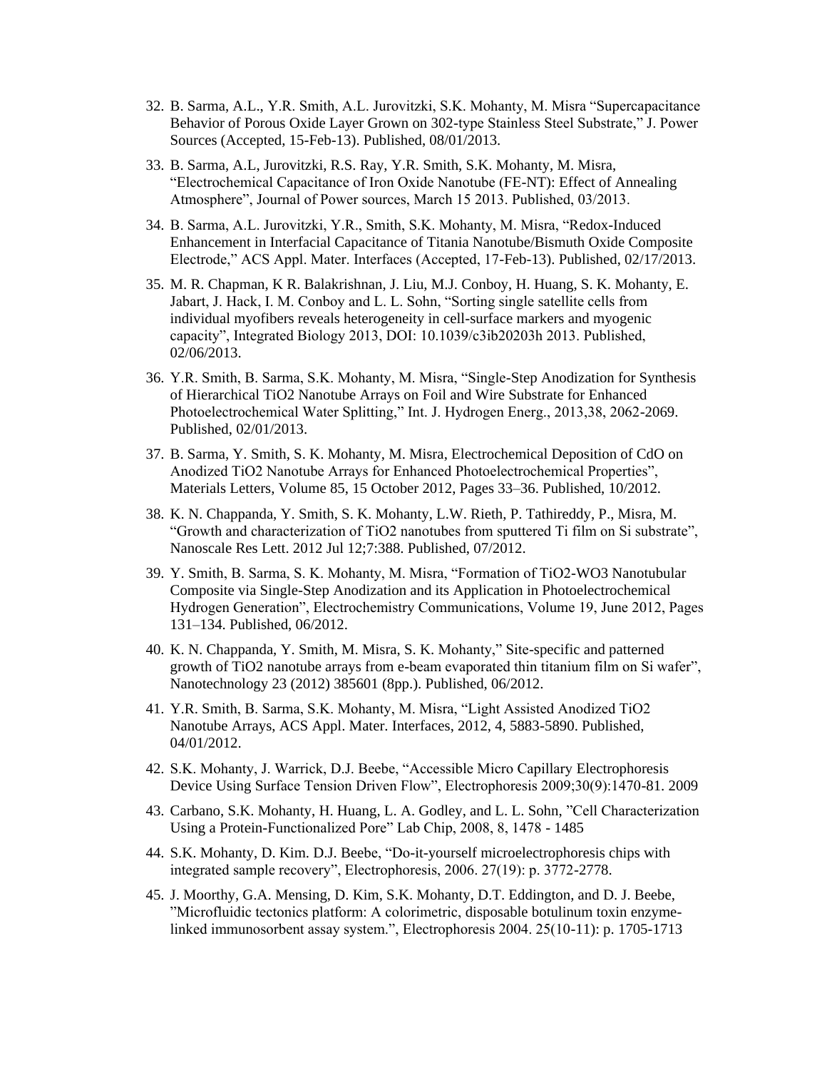32. B. Sarma, A.L., Y.R. Smith, A.L. Jurovitzki, S.K. Mohanty, M. Misra "Supercapacitance Behavior of Porous Oxide Layer Grown on 302-type Stainless Steel Substrate," J. Power Sources (Accepted, 15-Feb-13). Published, 08/01/2013.

33. B. Sarma, A.L, Jurovitzki, R.S. Ray, Y.R. Smith, S.K. Mohanty, M. Misra, "Electrochemical Capacitance of Iron Oxide Nanotube (FE-NT): Effect of Annealing Atmosphere", Journal of Power sources, March 15 2013. Published, 03/2013.

34. B. Sarma, A.L. Jurovitzki, Y.R., Smith, S.K. Mohanty, M. Misra, "Redox-Induced Enhancement in Interfacial Capacitance of Titania Nanotube/Bismuth Oxide Composite Electrode," ACS Appl. Mater. Interfaces (Accepted, 17-Feb-13). Published, 02/17/2013.

35. M. R. Chapman, K R. Balakrishnan, J. Liu, M.J. Conboy, H. Huang, S. K. Mohanty, E. Jabart, J. Hack, I. M. Conboy and L. L. Sohn, "Sorting single satellite cells from individual myofibers reveals heterogeneity in cell-surface markers and myogenic capacity", Integrated Biology 2013, DOI: 10.1039/c3ib20203h 2013. Published, 02/06/2013.

36. Y.R. Smith, B. Sarma, S.K. Mohanty, M. Misra, "Single-Step Anodization for Synthesis of Hierarchical TiO2 Nanotube Arrays on Foil and Wire Substrate for Enhanced Photoelectrochemical Water Splitting," Int. J. Hydrogen Energ., 2013,38, 2062-2069. Published, 02/01/2013.

37. B. Sarma, Y. Smith, S. K. Mohanty, M. Misra, Electrochemical Deposition of CdO on Anodized TiO2 Nanotube Arrays for Enhanced Photoelectrochemical Properties", Materials Letters, Volume 85, 15 October 2012, Pages 33–36. Published, 10/2012.

38. K. N. Chappanda, Y. Smith, S. K. Mohanty, L.W. Rieth, P. Tathireddy, P., Misra, M. "Growth and characterization of TiO2 nanotubes from sputtered Ti film on Si substrate", Nanoscale Res Lett. 2012 Jul 12;7:388. Published, 07/2012.

39. Y. Smith, B. Sarma, S. K. Mohanty, M. Misra, "Formation of TiO2-WO3 Nanotubular Composite via Single-Step Anodization and its Application in Photoelectrochemical Hydrogen Generation", Electrochemistry Communications, Volume 19, June 2012, Pages 131–134. Published, 06/2012.

40. K. N. Chappanda, Y. Smith, M. Misra, S. K. Mohanty," Site-specific and patterned growth of TiO2 nanotube arrays from e-beam evaporated thin titanium film on Si wafer", Nanotechnology 23 (2012) 385601 (8pp.). Published, 06/2012.

41. Y.R. Smith, B. Sarma, S.K. Mohanty, M. Misra, "Light Assisted Anodized TiO2 Nanotube Arrays, ACS Appl. Mater. Interfaces, 2012, 4, 5883-5890. Published, 04/01/2012.

42. S.K. Mohanty, J. Warrick, D.J. Beebe, "Accessible Micro Capillary Electrophoresis Device Using Surface Tension Driven Flow", Electrophoresis 2009;30(9):1470-81. 2009

43. Carbano, S.K. Mohanty, H. Huang, L. A. Godley, and L. L. Sohn, "Cell Characterization Using a Protein-Functionalized Pore" Lab Chip, 2008, 8, 1478 - 1485

44. S.K. Mohanty, D. Kim. D.J. Beebe, "Do-it-yourself microelectrophoresis chips with integrated sample recovery", Electrophoresis, 2006. 27(19): p. 3772-2778.

45. J. Moorthy, G.A. Mensing, D. Kim, S.K. Mohanty, D.T. Eddington, and D. J. Beebe, "Microfluidic tectonics platform: A colorimetric, disposable botulinum toxin enzyme-linked immunosorbent assay system.", Electrophoresis 2004. 25(10-11): p. 1705-1713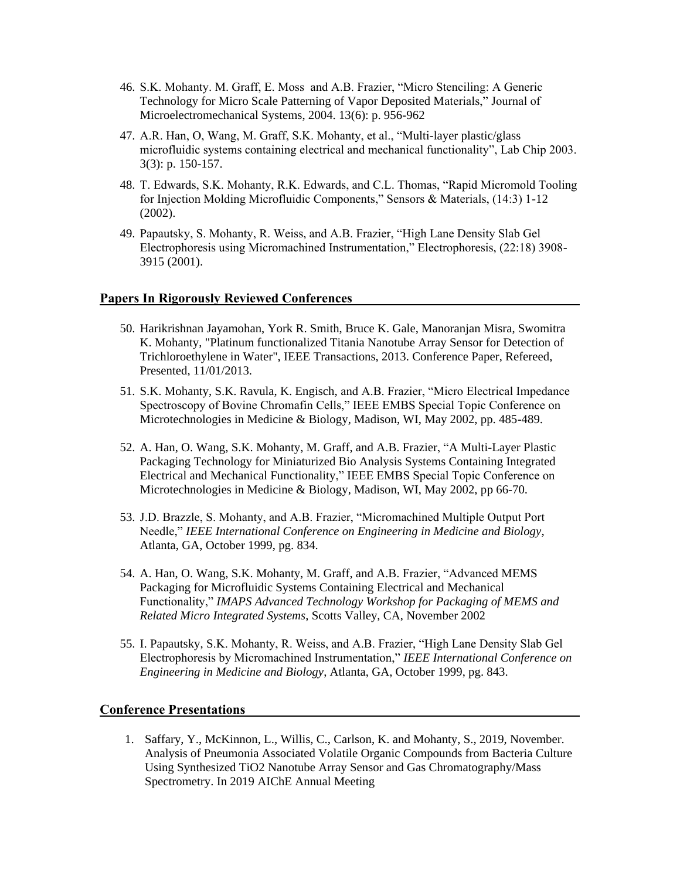46. S.K. Mohanty. M. Graff, E. Moss and A.B. Frazier, "Micro Stenciling: A Generic Technology for Micro Scale Patterning of Vapor Deposited Materials," Journal of Microelectromechanical Systems, 2004. 13(6): p. 956-962

47. A.R. Han, O, Wang, M. Graff, S.K. Mohanty, et al., "Multi-layer plastic/glass microfluidic systems containing electrical and mechanical functionality", Lab Chip 2003. 3(3): p. 150-157.

48. T. Edwards, S.K. Mohanty, R.K. Edwards, and C.L. Thomas, "Rapid Micromold Tooling for Injection Molding Microfluidic Components," Sensors & Materials, (14:3) 1-12 (2002).

49. Papautsky, S. Mohanty, R. Weiss, and A.B. Frazier, "High Lane Density Slab Gel Electrophoresis using Micromachined Instrumentation," Electrophoresis, (22:18) 3908-3915 (2001).

## Papers In Rigorously Reviewed Conferences

50. Harikrishnan Jayamohan, York R. Smith, Bruce K. Gale, Manoranjan Misra, Swomitra K. Mohanty, "Platinum functionalized Titania Nanotube Array Sensor for Detection of Trichloroethylene in Water", IEEE Transactions, 2013. Conference Paper, Refereed, Presented, 11/01/2013.

51. S.K. Mohanty, S.K. Ravula, K. Engisch, and A.B. Frazier, "Micro Electrical Impedance Spectroscopy of Bovine Chromafin Cells," IEEE EMBS Special Topic Conference on Microtechnologies in Medicine & Biology, Madison, WI, May 2002, pp. 485-489.

52. A. Han, O. Wang, S.K. Mohanty, M. Graff, and A.B. Frazier, "A Multi-Layer Plastic Packaging Technology for Miniaturized Bio Analysis Systems Containing Integrated Electrical and Mechanical Functionality," IEEE EMBS Special Topic Conference on Microtechnologies in Medicine & Biology, Madison, WI, May 2002, pp 66-70.

53. J.D. Brazzle, S. Mohanty, and A.B. Frazier, "Micromachined Multiple Output Port Needle," *IEEE International Conference on Engineering in Medicine and Biology*, Atlanta, GA, October 1999, pg. 834.

54. A. Han, O. Wang, S.K. Mohanty, M. Graff, and A.B. Frazier, "Advanced MEMS Packaging for Microfluidic Systems Containing Electrical and Mechanical Functionality," *IMAPS Advanced Technology Workshop for Packaging of MEMS and Related Micro Integrated Systems*, Scotts Valley, CA, November 2002

55. I. Papautsky, S.K. Mohanty, R. Weiss, and A.B. Frazier, "High Lane Density Slab Gel Electrophoresis by Micromachined Instrumentation," *IEEE International Conference on Engineering in Medicine and Biology*, Atlanta, GA, October 1999, pg. 843.

## Conference Presentations

1. Saffary, Y., McKinnon, L., Willis, C., Carlson, K. and Mohanty, S., 2019, November. Analysis of Pneumonia Associated Volatile Organic Compounds from Bacteria Culture Using Synthesized $TiO_2$ Nanotube Array Sensor and Gas Chromatography/Mass Spectrometry. In 2019 AIChE Annual Meeting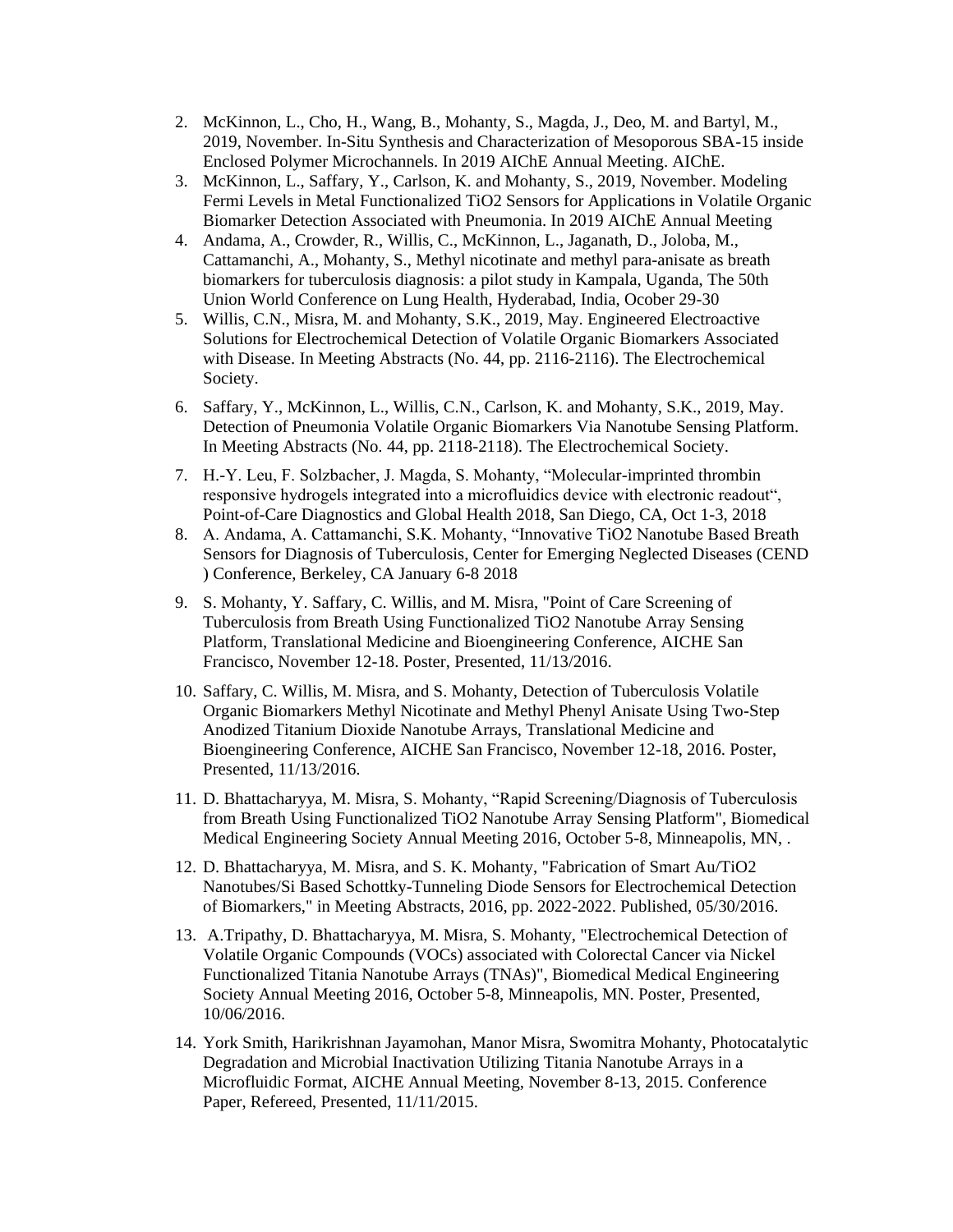2. McKinnon, L., Cho, H., Wang, B., Mohanty, S., Magda, J., Deo, M. and Bartyl, M., 2019, November. In-Situ Synthesis and Characterization of Mesoporous SBA-15 inside Enclosed Polymer Microchannels. In 2019 AIChE Annual Meeting. AIChE.
3. McKinnon, L., Saffary, Y., Carlson, K. and Mohanty, S., 2019, November. Modeling Fermi Levels in Metal Functionalized TiO2 Sensors for Applications in Volatile Organic Biomarker Detection Associated with Pneumonia. In 2019 AIChE Annual Meeting
4. Andama, A., Crowder, R., Willis, C., McKinnon, L., Jaganath, D., Joloba, M., Cattamanchi, A., Mohanty, S., Methyl nicotinate and methyl para-anisate as breath biomarkers for tuberculosis diagnosis: a pilot study in Kampala, Uganda, The 50th Union World Conference on Lung Health, Hyderabad, India, Ocober 29-30
5. Willis, C.N., Misra, M. and Mohanty, S.K., 2019, May. Engineered Electroactive Solutions for Electrochemical Detection of Volatile Organic Biomarkers Associated with Disease. In Meeting Abstracts (No. 44, pp. 2116-2116). The Electrochemical Society.
6. Saffary, Y., McKinnon, L., Willis, C.N., Carlson, K. and Mohanty, S.K., 2019, May. Detection of Pneumonia Volatile Organic Biomarkers Via Nanotube Sensing Platform. In Meeting Abstracts (No. 44, pp. 2118-2118). The Electrochemical Society.
7. H.-Y. Leu, F. Solzbacher, J. Magda, S. Mohanty, "Molecular-imprinted thrombin responsive hydrogels integrated into a microfluidics device with electronic readout", Point-of-Care Diagnostics and Global Health 2018, San Diego, CA, Oct 1-3, 2018
8. A. Andama, A. Cattamanchi, S.K. Mohanty, "Innovative TiO2 Nanotube Based Breath Sensors for Diagnosis of Tuberculosis, Center for Emerging Neglected Diseases (CEND ) Conference, Berkeley, CA January 6-8 2018
9. S. Mohanty, Y. Saffary, C. Willis, and M. Misra, "Point of Care Screening of Tuberculosis from Breath Using Functionalized TiO2 Nanotube Array Sensing Platform, Translational Medicine and Bioengineering Conference, AICHE San Francisco, November 12-18. Poster, Presented, 11/13/2016.
10. Saffary, C. Willis, M. Misra, and S. Mohanty, Detection of Tuberculosis Volatile Organic Biomarkers Methyl Nicotinate and Methyl Phenyl Anisate Using Two-Step Anodized Titanium Dioxide Nanotube Arrays, Translational Medicine and Bioengineering Conference, AICHE San Francisco, November 12-18, 2016. Poster, Presented, 11/13/2016.
11. D. Bhattacharyya, M. Misra, S. Mohanty, "Rapid Screening/Diagnosis of Tuberculosis from Breath Using Functionalized TiO2 Nanotube Array Sensing Platform", Biomedical Medical Engineering Society Annual Meeting 2016, October 5-8, Minneapolis, MN, .
12. D. Bhattacharyya, M. Misra, and S. K. Mohanty, "Fabrication of Smart Au/TiO2 Nanotubes/Si Based Schottky-Tunneling Diode Sensors for Electrochemical Detection of Biomarkers," in Meeting Abstracts, 2016, pp. 2022-2022. Published, 05/30/2016.
13. A.Tripathy, D. Bhattacharyya, M. Misra, S. Mohanty, "Electrochemical Detection of Volatile Organic Compounds (VOCs) associated with Colorectal Cancer via Nickel Functionalized Titania Nanotube Arrays (TNAs)", Biomedical Medical Engineering Society Annual Meeting 2016, October 5-8, Minneapolis, MN. Poster, Presented, 10/06/2016.
14. York Smith, Harikrishnan Jayamohan, Manor Misra, Swomitra Mohanty, Photocatalytic Degradation and Microbial Inactivation Utilizing Titania Nanotube Arrays in a Microfluidic Format, AICHE Annual Meeting, November 8-13, 2015. Conference Paper, Refereed, Presented, 11/11/2015.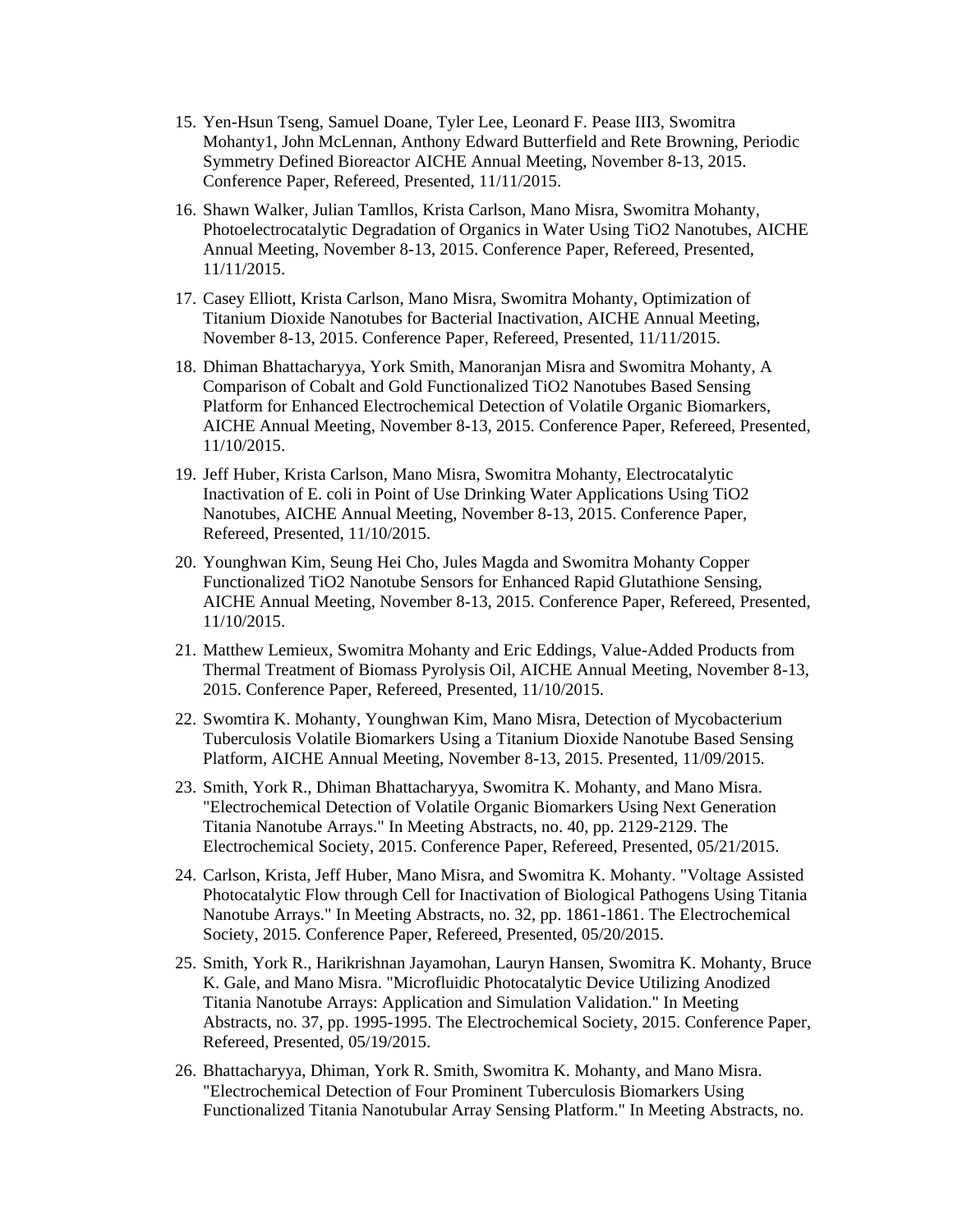15. Yen-Hsun Tseng, Samuel Doane, Tyler Lee, Leonard F. Pease III3, Swomitra Mohanty1, John McLennan, Anthony Edward Butterfield and Rete Browning, Periodic Symmetry Defined Bioreactor AICHE Annual Meeting, November 8-13, 2015. Conference Paper, Refereed, Presented, 11/11/2015.

16. Shawn Walker, Julian Tamllos, Krista Carlson, Mano Misra, Swomitra Mohanty, Photoelectrocatalytic Degradation of Organics in Water Using TiO2 Nanotubes, AICHE Annual Meeting, November 8-13, 2015. Conference Paper, Refereed, Presented, 11/11/2015.

17. Casey Elliott, Krista Carlson, Mano Misra, Swomitra Mohanty, Optimization of Titanium Dioxide Nanotubes for Bacterial Inactivation, AICHE Annual Meeting, November 8-13, 2015. Conference Paper, Refereed, Presented, 11/11/2015.

18. Dhiman Bhattacharyya, York Smith, Manoranjan Misra and Swomitra Mohanty, A Comparison of Cobalt and Gold Functionalized TiO2 Nanotubes Based Sensing Platform for Enhanced Electrochemical Detection of Volatile Organic Biomarkers, AICHE Annual Meeting, November 8-13, 2015. Conference Paper, Refereed, Presented, 11/10/2015.

19. Jeff Huber, Krista Carlson, Mano Misra, Swomitra Mohanty, Electrocatalytic Inactivation of E. coli in Point of Use Drinking Water Applications Using TiO2 Nanotubes, AICHE Annual Meeting, November 8-13, 2015. Conference Paper, Refereed, Presented, 11/10/2015.

20. Younghwan Kim, Seung Hei Cho, Jules Magda and Swomitra Mohanty Copper Functionalized TiO2 Nanotube Sensors for Enhanced Rapid Glutathione Sensing, AICHE Annual Meeting, November 8-13, 2015. Conference Paper, Refereed, Presented, 11/10/2015.

21. Matthew Lemieux, Swomitra Mohanty and Eric Eddings, Value-Added Products from Thermal Treatment of Biomass Pyrolysis Oil, AICHE Annual Meeting, November 8-13, 2015. Conference Paper, Refereed, Presented, 11/10/2015.

22. Swomtira K. Mohanty, Younghwan Kim, Mano Misra, Detection of Mycobacterium Tuberculosis Volatile Biomarkers Using a Titanium Dioxide Nanotube Based Sensing Platform, AICHE Annual Meeting, November 8-13, 2015. Presented, 11/09/2015.

23. Smith, York R., Dhiman Bhattacharyya, Swomitra K. Mohanty, and Mano Misra. "Electrochemical Detection of Volatile Organic Biomarkers Using Next Generation Titania Nanotube Arrays." In Meeting Abstracts, no. 40, pp. 2129-2129. The Electrochemical Society, 2015. Conference Paper, Refereed, Presented, 05/21/2015.

24. Carlson, Krista, Jeff Huber, Mano Misra, and Swomitra K. Mohanty. "Voltage Assisted Photocatalytic Flow through Cell for Inactivation of Biological Pathogens Using Titania Nanotube Arrays." In Meeting Abstracts, no. 32, pp. 1861-1861. The Electrochemical Society, 2015. Conference Paper, Refereed, Presented, 05/20/2015.

25. Smith, York R., Harikrishnan Jayamohan, Lauryn Hansen, Swomitra K. Mohanty, Bruce K. Gale, and Mano Misra. "Microfluidic Photocatalytic Device Utilizing Anodized Titania Nanotube Arrays: Application and Simulation Validation." In Meeting Abstracts, no. 37, pp. 1995-1995. The Electrochemical Society, 2015. Conference Paper, Refereed, Presented, 05/19/2015.

26. Bhattacharyya, Dhiman, York R. Smith, Swomitra K. Mohanty, and Mano Misra. "Electrochemical Detection of Four Prominent Tuberculosis Biomarkers Using Functionalized Titania Nanotubular Array Sensing Platform." In Meeting Abstracts, no.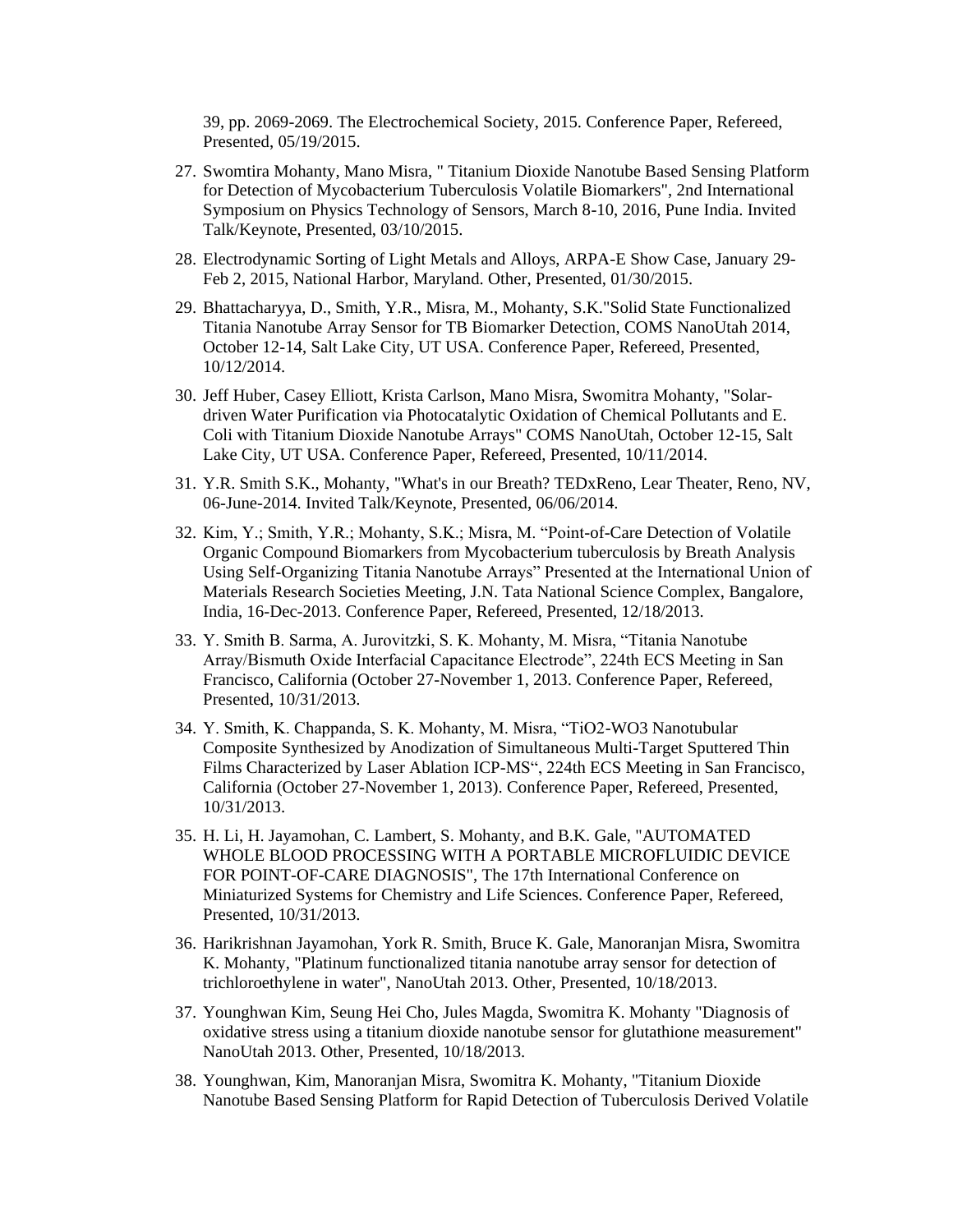39, pp. 2069-2069. The Electrochemical Society, 2015. Conference Paper, Refereed, Presented, 05/19/2015.

27. Swomtira Mohanty, Mano Misra, " Titanium Dioxide Nanotube Based Sensing Platform for Detection of Mycobacterium Tuberculosis Volatile Biomarkers", 2nd International Symposium on Physics Technology of Sensors, March 8-10, 2016, Pune India. Invited Talk/Keynote, Presented, 03/10/2015.

28. Electrodynamic Sorting of Light Metals and Alloys, ARPA-E Show Case, January 29-Feb 2, 2015, National Harbor, Maryland. Other, Presented, 01/30/2015.

29. Bhattacharyya, D., Smith, Y.R., Misra, M., Mohanty, S.K."Solid State Functionalized Titania Nanotube Array Sensor for TB Biomarker Detection, COMS NanoUtah 2014, October 12-14, Salt Lake City, UT USA. Conference Paper, Refereed, Presented, 10/12/2014.

30. Jeff Huber, Casey Elliott, Krista Carlson, Mano Misra, Swomitra Mohanty, "Solar-driven Water Purification via Photocatalytic Oxidation of Chemical Pollutants and E. Coli with Titanium Dioxide Nanotube Arrays" COMS NanoUtah, October 12-15, Salt Lake City, UT USA. Conference Paper, Refereed, Presented, 10/11/2014.

31. Y.R. Smith S.K., Mohanty, "What's in our Breath? TEDxReno, Lear Theater, Reno, NV, 06-June-2014. Invited Talk/Keynote, Presented, 06/06/2014.

32. Kim, Y.; Smith, Y.R.; Mohanty, S.K.; Misra, M. "Point-of-Care Detection of Volatile Organic Compound Biomarkers from Mycobacterium tuberculosis by Breath Analysis Using Self-Organizing Titania Nanotube Arrays" Presented at the International Union of Materials Research Societies Meeting, J.N. Tata National Science Complex, Bangalore, India, 16-Dec-2013. Conference Paper, Refereed, Presented, 12/18/2013.

33. Y. Smith B. Sarma, A. Jurovitzki, S. K. Mohanty, M. Misra, "Titania Nanotube Array/Bismuth Oxide Interfacial Capacitance Electrode", 224th ECS Meeting in San Francisco, California (October 27-November 1, 2013. Conference Paper, Refereed, Presented, 10/31/2013.

34. Y. Smith, K. Chappanda, S. K. Mohanty, M. Misra, "TiO2-WO3 Nanotubular Composite Synthesized by Anodization of Simultaneous Multi-Target Sputtered Thin Films Characterized by Laser Ablation ICP-MS", 224th ECS Meeting in San Francisco, California (October 27-November 1, 2013). Conference Paper, Refereed, Presented, 10/31/2013.

35. H. Li, H. Jayamohan, C. Lambert, S. Mohanty, and B.K. Gale, "AUTOMATED WHOLE BLOOD PROCESSING WITH A PORTABLE MICROFLUIDIC DEVICE FOR POINT-OF-CARE DIAGNOSIS", The 17th International Conference on Miniaturized Systems for Chemistry and Life Sciences. Conference Paper, Refereed, Presented, 10/31/2013.

36. Harikrishnan Jayamohan, York R. Smith, Bruce K. Gale, Manoranjan Misra, Swomitra K. Mohanty, "Platinum functionalized titania nanotube array sensor for detection of trichloroethylene in water", NanoUtah 2013. Other, Presented, 10/18/2013.

37. Younghwan Kim, Seung Hei Cho, Jules Magda, Swomitra K. Mohanty "Diagnosis of oxidative stress using a titanium dioxide nanotube sensor for glutathione measurement" NanoUtah 2013. Other, Presented, 10/18/2013.

38. Younghwan, Kim, Manoranjan Misra, Swomitra K. Mohanty, "Titanium Dioxide Nanotube Based Sensing Platform for Rapid Detection of Tuberculosis Derived Volatile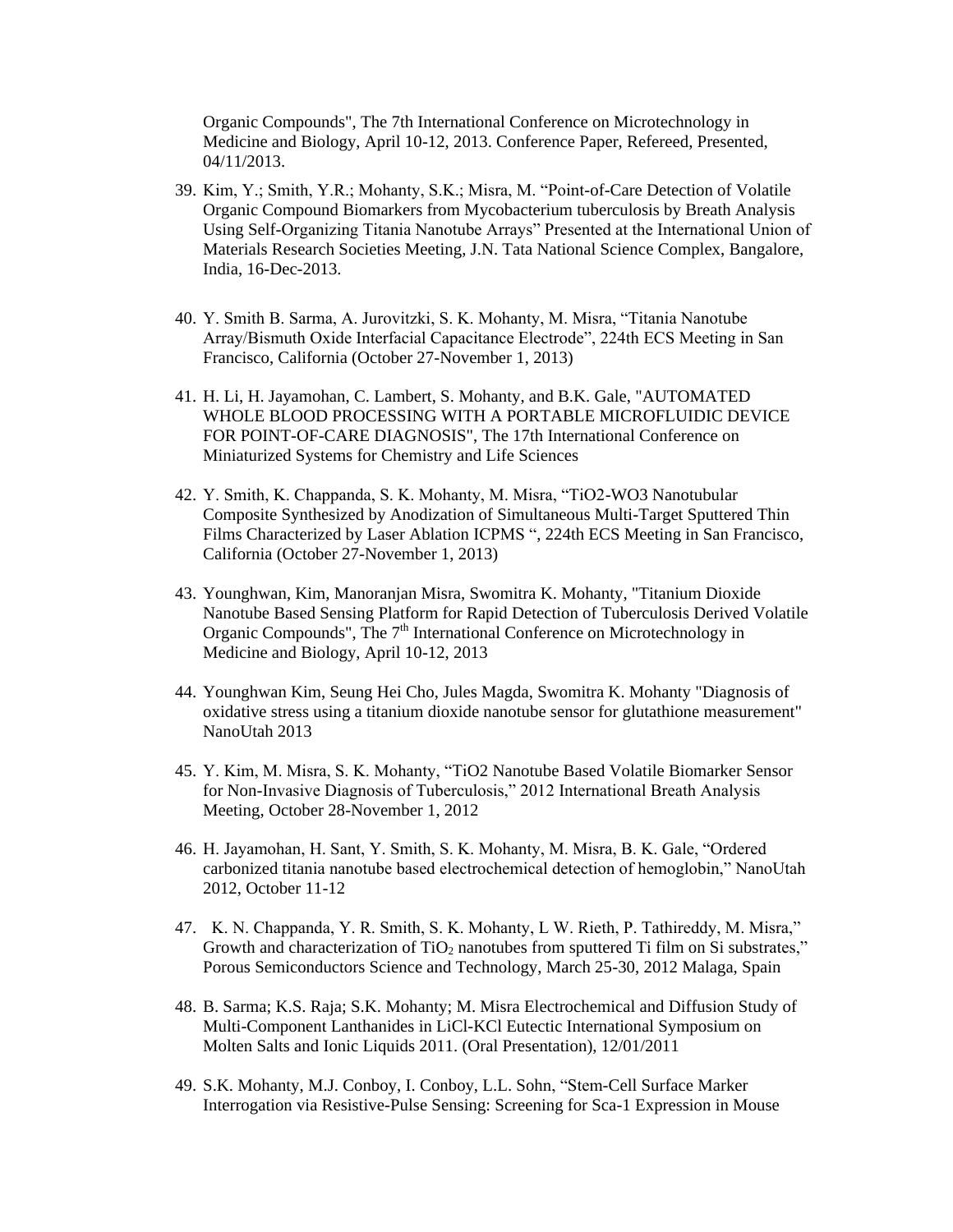Organic Compounds", The 7th International Conference on Microtechnology in Medicine and Biology, April 10-12, 2013. Conference Paper, Refereed, Presented, 04/11/2013.

39. Kim, Y.; Smith, Y.R.; Mohanty, S.K.; Misra, M. "Point-of-Care Detection of Volatile Organic Compound Biomarkers from Mycobacterium tuberculosis by Breath Analysis Using Self-Organizing Titania Nanotube Arrays" Presented at the International Union of Materials Research Societies Meeting, J.N. Tata National Science Complex, Bangalore, India, 16-Dec-2013.

40. Y. Smith B. Sarma, A. Jurovitzki, S. K. Mohanty, M. Misra, "Titania Nanotube Array/Bismuth Oxide Interfacial Capacitance Electrode", 224th ECS Meeting in San Francisco, California (October 27-November 1, 2013)

41. H. Li, H. Jayamohan, C. Lambert, S. Mohanty, and B.K. Gale, "AUTOMATED WHOLE BLOOD PROCESSING WITH A PORTABLE MICROFLUIDIC DEVICE FOR POINT-OF-CARE DIAGNOSIS", The 17th International Conference on Miniaturized Systems for Chemistry and Life Sciences

42. Y. Smith, K. Chappanda, S. K. Mohanty, M. Misra, "TiO2-WO3 Nanotubular Composite Synthesized by Anodization of Simultaneous Multi-Target Sputtered Thin Films Characterized by Laser Ablation ICPMS ", 224th ECS Meeting in San Francisco, California (October 27-November 1, 2013)

43. Younghwan, Kim, Manoranjan Misra, Swomitra K. Mohanty, "Titanium Dioxide Nanotube Based Sensing Platform for Rapid Detection of Tuberculosis Derived Volatile Organic Compounds", The 7th International Conference on Microtechnology in Medicine and Biology, April 10-12, 2013

44. Younghwan Kim, Seung Hei Cho, Jules Magda, Swomitra K. Mohanty "Diagnosis of oxidative stress using a titanium dioxide nanotube sensor for glutathione measurement" NanoUtah 2013

45. Y. Kim, M. Misra, S. K. Mohanty, "TiO2 Nanotube Based Volatile Biomarker Sensor for Non-Invasive Diagnosis of Tuberculosis," 2012 International Breath Analysis Meeting, October 28-November 1, 2012

46. H. Jayamohan, H. Sant, Y. Smith, S. K. Mohanty, M. Misra, B. K. Gale, "Ordered carbonized titania nanotube based electrochemical detection of hemoglobin," NanoUtah 2012, October 11-12

47. K. N. Chappanda, Y. R. Smith, S. K. Mohanty, L W. Rieth, P. Tathireddy, M. Misra," Growth and characterization of $TiO_2$ nanotubes from sputtered Ti film on Si substrates," Porous Semiconductors Science and Technology, March 25-30, 2012 Malaga, Spain

48. B. Sarma; K.S. Raja; S.K. Mohanty; M. Misra Electrochemical and Diffusion Study of Multi-Component Lanthanides in LiCl-KCl Eutectic International Symposium on Molten Salts and Ionic Liquids 2011. (Oral Presentation), 12/01/2011

49. S.K. Mohanty, M.J. Conboy, I. Conboy, L.L. Sohn, "Stem-Cell Surface Marker Interrogation via Resistive-Pulse Sensing: Screening for Sca-1 Expression in Mouse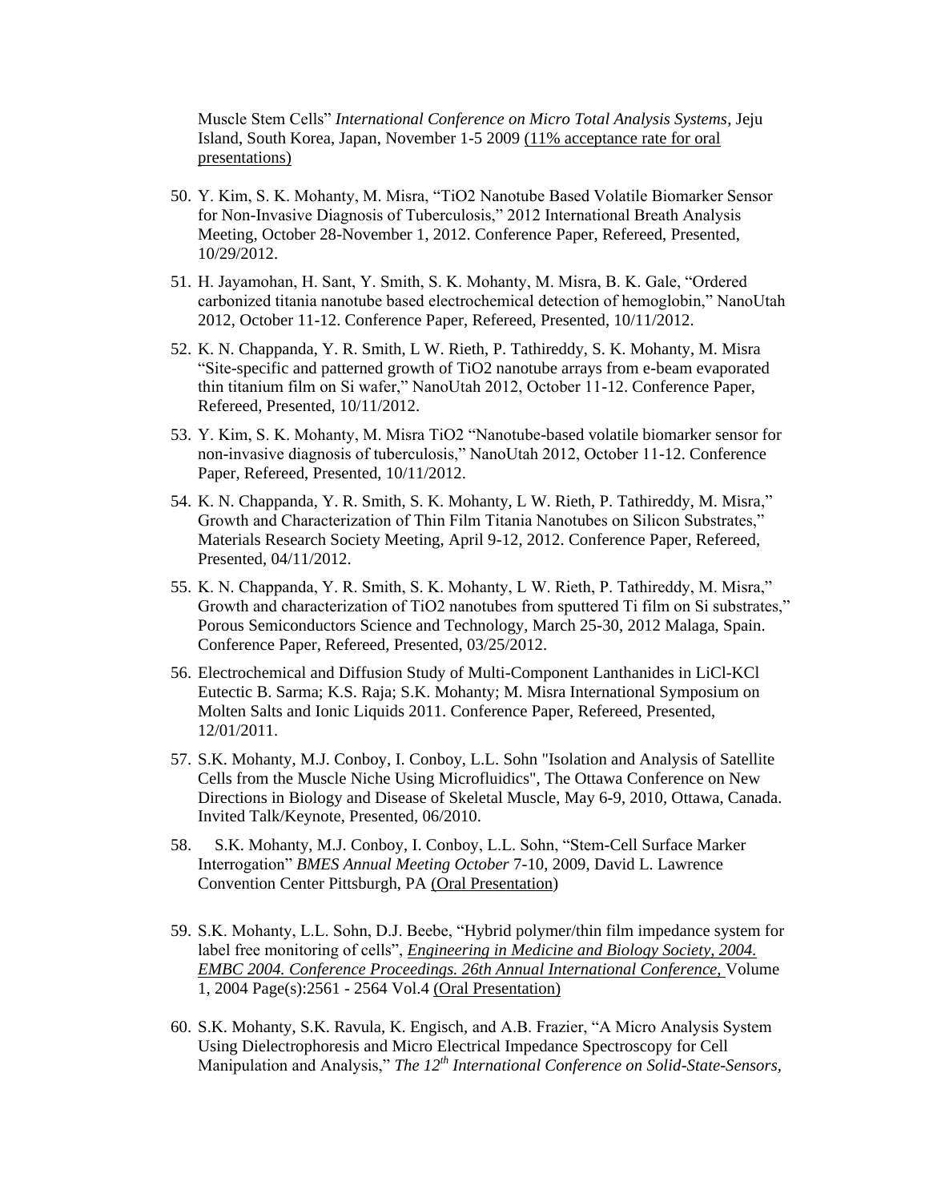Muscle Stem Cells" *International Conference on Micro Total Analysis Systems*, Jeju Island, South Korea, Japan, November 1-5 2009 <u>(11% acceptance rate for oral presentations)</u>

50. Y. Kim, S. K. Mohanty, M. Misra, "TiO2 Nanotube Based Volatile Biomarker Sensor for Non-Invasive Diagnosis of Tuberculosis," 2012 International Breath Analysis Meeting, October 28-November 1, 2012. Conference Paper, Refereed, Presented, 10/29/2012.

51. H. Jayamohan, H. Sant, Y. Smith, S. K. Mohanty, M. Misra, B. K. Gale, "Ordered carbonized titania nanotube based electrochemical detection of hemoglobin," NanoUtah 2012, October 11-12. Conference Paper, Refereed, Presented, 10/11/2012.

52. K. N. Chappanda, Y. R. Smith, L W. Rieth, P. Tathireddy, S. K. Mohanty, M. Misra "Site-specific and patterned growth of TiO2 nanotube arrays from e-beam evaporated thin titanium film on Si wafer," NanoUtah 2012, October 11-12. Conference Paper, Refereed, Presented, 10/11/2012.

53. Y. Kim, S. K. Mohanty, M. Misra TiO2 "Nanotube-based volatile biomarker sensor for non-invasive diagnosis of tuberculosis," NanoUtah 2012, October 11-12. Conference Paper, Refereed, Presented, 10/11/2012.

54. K. N. Chappanda, Y. R. Smith, S. K. Mohanty, L W. Rieth, P. Tathireddy, M. Misra," Growth and Characterization of Thin Film Titania Nanotubes on Silicon Substrates," Materials Research Society Meeting, April 9-12, 2012. Conference Paper, Refereed, Presented, 04/11/2012.

55. K. N. Chappanda, Y. R. Smith, S. K. Mohanty, L W. Rieth, P. Tathireddy, M. Misra," Growth and characterization of TiO2 nanotubes from sputtered Ti film on Si substrates," Porous Semiconductors Science and Technology, March 25-30, 2012 Malaga, Spain. Conference Paper, Refereed, Presented, 03/25/2012.

56. Electrochemical and Diffusion Study of Multi-Component Lanthanides in LiCl-KCl Eutectic B. Sarma; K.S. Raja; S.K. Mohanty; M. Misra International Symposium on Molten Salts and Ionic Liquids 2011. Conference Paper, Refereed, Presented, 12/01/2011.

57. S.K. Mohanty, M.J. Conboy, I. Conboy, L.L. Sohn "Isolation and Analysis of Satellite Cells from the Muscle Niche Using Microfluidics", The Ottawa Conference on New Directions in Biology and Disease of Skeletal Muscle, May 6-9, 2010, Ottawa, Canada. Invited Talk/Keynote, Presented, 06/2010.

58. S.K. Mohanty, M.J. Conboy, I. Conboy, L.L. Sohn, "Stem-Cell Surface Marker Interrogation" *BMES Annual Meeting October* 7-10, 2009, David L. Lawrence Convention Center Pittsburgh, PA <u>(Oral Presentation)</u>

59. S.K. Mohanty, L.L. Sohn, D.J. Beebe, "Hybrid polymer/thin film impedance system for label free monitoring of cells", <u>*Engineering in Medicine and Biology Society, 2004. EMBC 2004. Conference Proceedings. 26th Annual International Conference,*</u> Volume 1, 2004 Page(s):2561 - 2564 Vol.4 <u>(Oral Presentation)</u>

60. S.K. Mohanty, S.K. Ravula, K. Engisch, and A.B. Frazier, "A Micro Analysis System Using Dielectrophoresis and Micro Electrical Impedance Spectroscopy for Cell Manipulation and Analysis," *The 12th International Conference on Solid-State-Sensors,*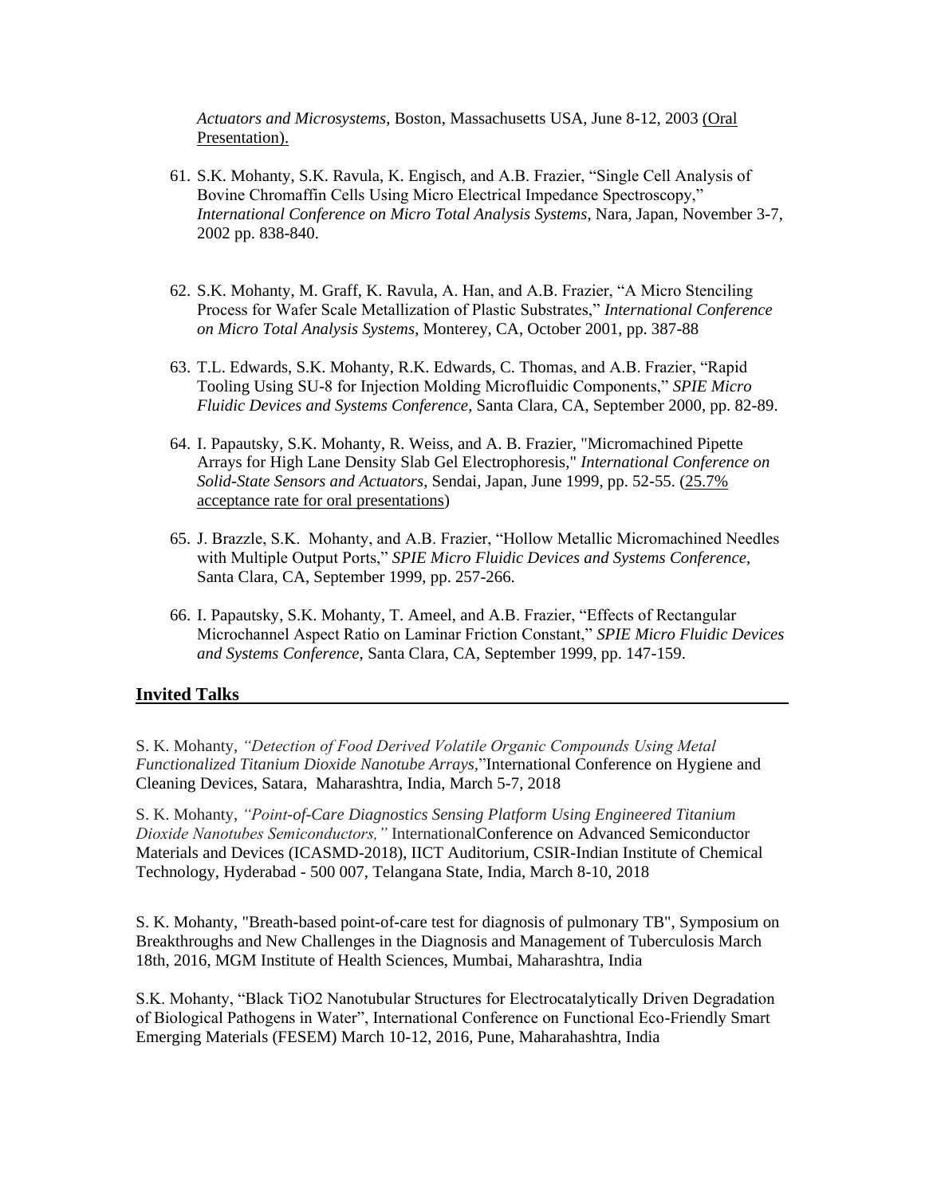*Actuators and Microsystems*, Boston, Massachusetts USA, June 8-12, 2003 <u>(Oral Presentation).</u>

61. S.K. Mohanty, S.K. Ravula, K. Engisch, and A.B. Frazier, "Single Cell Analysis of Bovine Chromaffin Cells Using Micro Electrical Impedance Spectroscopy," *International Conference on Micro Total Analysis Systems*, Nara, Japan, November 3-7, 2002 pp. 838-840.

62. S.K. Mohanty, M. Graff, K. Ravula, A. Han, and A.B. Frazier, "A Micro Stenciling Process for Wafer Scale Metallization of Plastic Substrates," *International Conference on Micro Total Analysis Systems*, Monterey, CA, October 2001, pp. 387-88

63. T.L. Edwards, S.K. Mohanty, R.K. Edwards, C. Thomas, and A.B. Frazier, "Rapid Tooling Using SU-8 for Injection Molding Microfluidic Components," *SPIE Micro Fluidic Devices and Systems Conference*, Santa Clara, CA, September 2000, pp. 82-89.

64. I. Papautsky, S.K. Mohanty, R. Weiss, and A. B. Frazier, "Micromachined Pipette Arrays for High Lane Density Slab Gel Electrophoresis," *International Conference on Solid-State Sensors and Actuators*, Sendai, Japan, June 1999, pp. 52-55. (<u>25.7% acceptance rate for oral presentations</u>)

65. J. Brazzle, S.K. Mohanty, and A.B. Frazier, "Hollow Metallic Micromachined Needles with Multiple Output Ports," *SPIE Micro Fluidic Devices and Systems Conference*, Santa Clara, CA, September 1999, pp. 257-266.

66. I. Papautsky, S.K. Mohanty, T. Ameel, and A.B. Frazier, "Effects of Rectangular Microchannel Aspect Ratio on Laminar Friction Constant," *SPIE Micro Fluidic Devices and Systems Conference*, Santa Clara, CA, September 1999, pp. 147-159.

## Invited Talks

S. K. Mohanty, *"Detection of Food Derived Volatile Organic Compounds Using Metal Functionalized Titanium Dioxide Nanotube Arrays,"*International Conference on Hygiene and Cleaning Devices, Satara, Maharashtra, India, March 5-7, 2018

S. K. Mohanty, *"Point-of-Care Diagnostics Sensing Platform Using Engineered Titanium Dioxide Nanotubes Semiconductors,"* InternationalConference on Advanced Semiconductor Materials and Devices (ICASMD-2018), IICT Auditorium, CSIR-Indian Institute of Chemical Technology, Hyderabad - 500 007, Telangana State, India, March 8-10, 2018

S. K. Mohanty, "Breath-based point-of-care test for diagnosis of pulmonary TB", Symposium on Breakthroughs and New Challenges in the Diagnosis and Management of Tuberculosis March 18th, 2016, MGM Institute of Health Sciences, Mumbai, Maharashtra, India

S.K. Mohanty, "Black $TiO_2$ Nanotubular Structures for Electrocatalytically Driven Degradation of Biological Pathogens in Water", International Conference on Functional Eco-Friendly Smart Emerging Materials (FESEM) March 10-12, 2016, Pune, Maharahashtra, India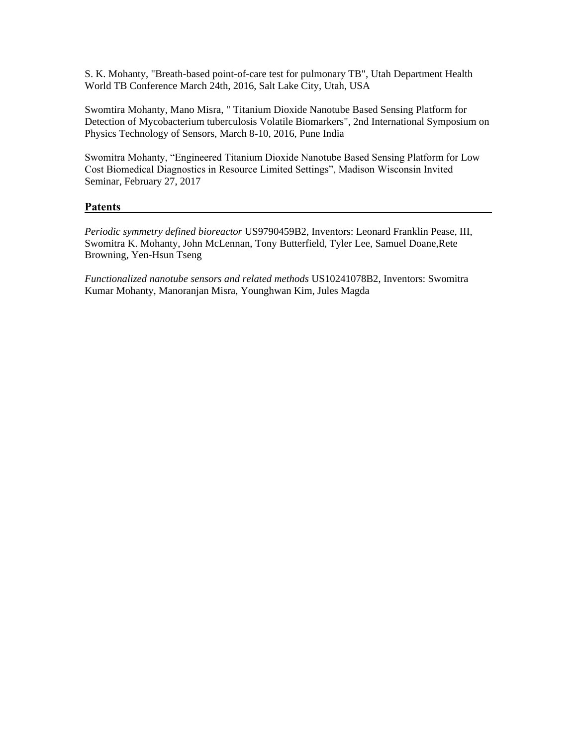S. K. Mohanty, "Breath-based point-of-care test for pulmonary TB", Utah Department Health World TB Conference March 24th, 2016, Salt Lake City, Utah, USA

Swomtira Mohanty, Mano Misra, " Titanium Dioxide Nanotube Based Sensing Platform for Detection of Mycobacterium tuberculosis Volatile Biomarkers", 2nd International Symposium on Physics Technology of Sensors, March 8-10, 2016, Pune India

Swomitra Mohanty, "Engineered Titanium Dioxide Nanotube Based Sensing Platform for Low Cost Biomedical Diagnostics in Resource Limited Settings", Madison Wisconsin Invited Seminar, February 27, 2017

## Patents

*Periodic symmetry defined bioreactor* US9790459B2, Inventors: Leonard Franklin Pease, III, Swomitra K. Mohanty, John McLennan, Tony Butterfield, Tyler Lee, Samuel Doane,Rete Browning, Yen-Hsun Tseng

*Functionalized nanotube sensors and related methods* US10241078B2, Inventors: Swomitra Kumar Mohanty, Manoranjan Misra, Younghwan Kim, Jules Magda